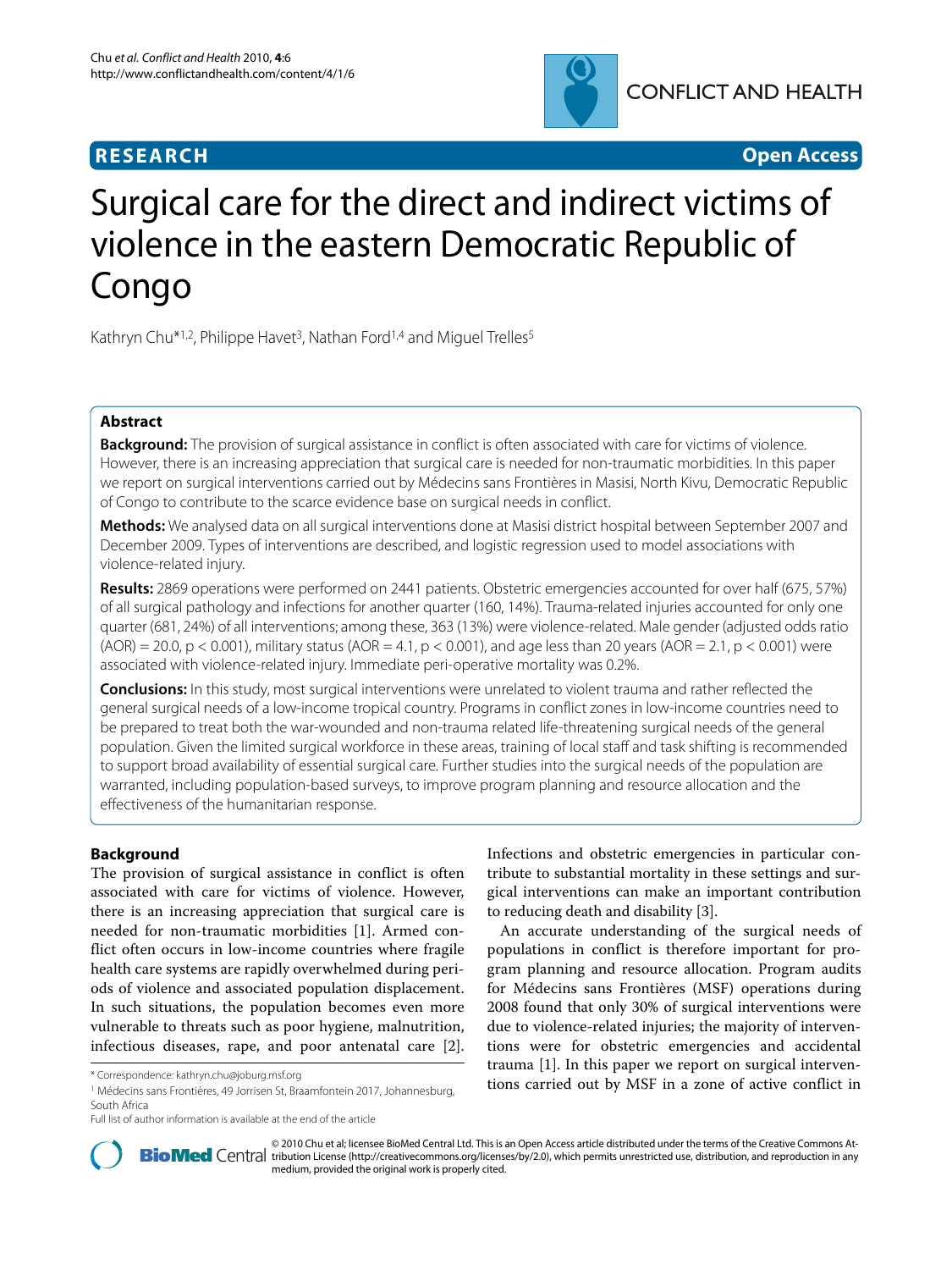**RESEARCH** **Open Access**

# Surgical care for the direct and indirect victims of violence in the eastern Democratic Republic of Congo

Kathryn Chu*[1,2], Philippe Havet[3], Nathan Ford[1,4] and Miguel Trelles[5]

## Abstract

**Background:** The provision of surgical assistance in conflict is often associated with care for victims of violence. However, there is an increasing appreciation that surgical care is needed for non-traumatic morbidities. In this paper we report on surgical interventions carried out by Médecins sans Frontières in Masisi, North Kivu, Democratic Republic of Congo to contribute to the scarce evidence base on surgical needs in conflict.

**Methods:** We analysed data on all surgical interventions done at Masisi district hospital between September 2007 and December 2009. Types of interventions are described, and logistic regression used to model associations with violence-related injury.

**Results:** 2869 operations were performed on 2441 patients. Obstetric emergencies accounted for over half (675, 57%) of all surgical pathology and infections for another quarter (160, 14%). Trauma-related injuries accounted for only one quarter (681, 24%) of all interventions; among these, 363 (13%) were violence-related. Male gender (adjusted odds ratio (AOR) = 20.0, $p < 0.001$), military status (AOR = 4.1, $p < 0.001$), and age less than 20 years (AOR = 2.1, $p < 0.001$) were associated with violence-related injury. Immediate peri-operative mortality was 0.2%.

**Conclusions:** In this study, most surgical interventions were unrelated to violent trauma and rather reflected the general surgical needs of a low-income tropical country. Programs in conflict zones in low-income countries need to be prepared to treat both the war-wounded and non-trauma related life-threatening surgical needs of the general population. Given the limited surgical workforce in these areas, training of local staff and task shifting is recommended to support broad availability of essential surgical care. Further studies into the surgical needs of the population are warranted, including population-based surveys, to improve program planning and resource allocation and the effectiveness of the humanitarian response.

## Background

The provision of surgical assistance in conflict is often associated with care for victims of violence. However, there is an increasing appreciation that surgical care is needed for non-traumatic morbidities [1]. Armed conflict often occurs in low-income countries where fragile health care systems are rapidly overwhelmed during periods of violence and associated population displacement. In such situations, the population becomes even more vulnerable to threats such as poor hygiene, malnutrition, infectious diseases, rape, and poor antenatal care [2]. Infections and obstetric emergencies in particular contribute to substantial mortality in these settings and surgical interventions can make an important contribution to reducing death and disability [3].

An accurate understanding of the surgical needs of populations in conflict is therefore important for program planning and resource allocation. Program audits for Médecins sans Frontières (MSF) operations during 2008 found that only 30% of surgical interventions were due to violence-related injuries; the majority of interventions were for obstetric emergencies and accidental trauma [1]. In this paper we report on surgical interventions carried out by MSF in a zone of active conflict in

\* Correspondence: kathryn.chu@joburg.msf.org

[1] Médecins sans Frontières, 49 Jorrisen St, Braamfontein 2017, Johannesburg, South Africa

Full list of author information is available at the end of the article

© 2010 Chu et al; licensee BioMed Central Ltd. This is an Open Access article distributed under the terms of the Creative Commons Attribution License (http://creativecommons.org/licenses/by/2.0), which permits unrestricted use, distribution, and reproduction in any medium, provided the original work is properly cited.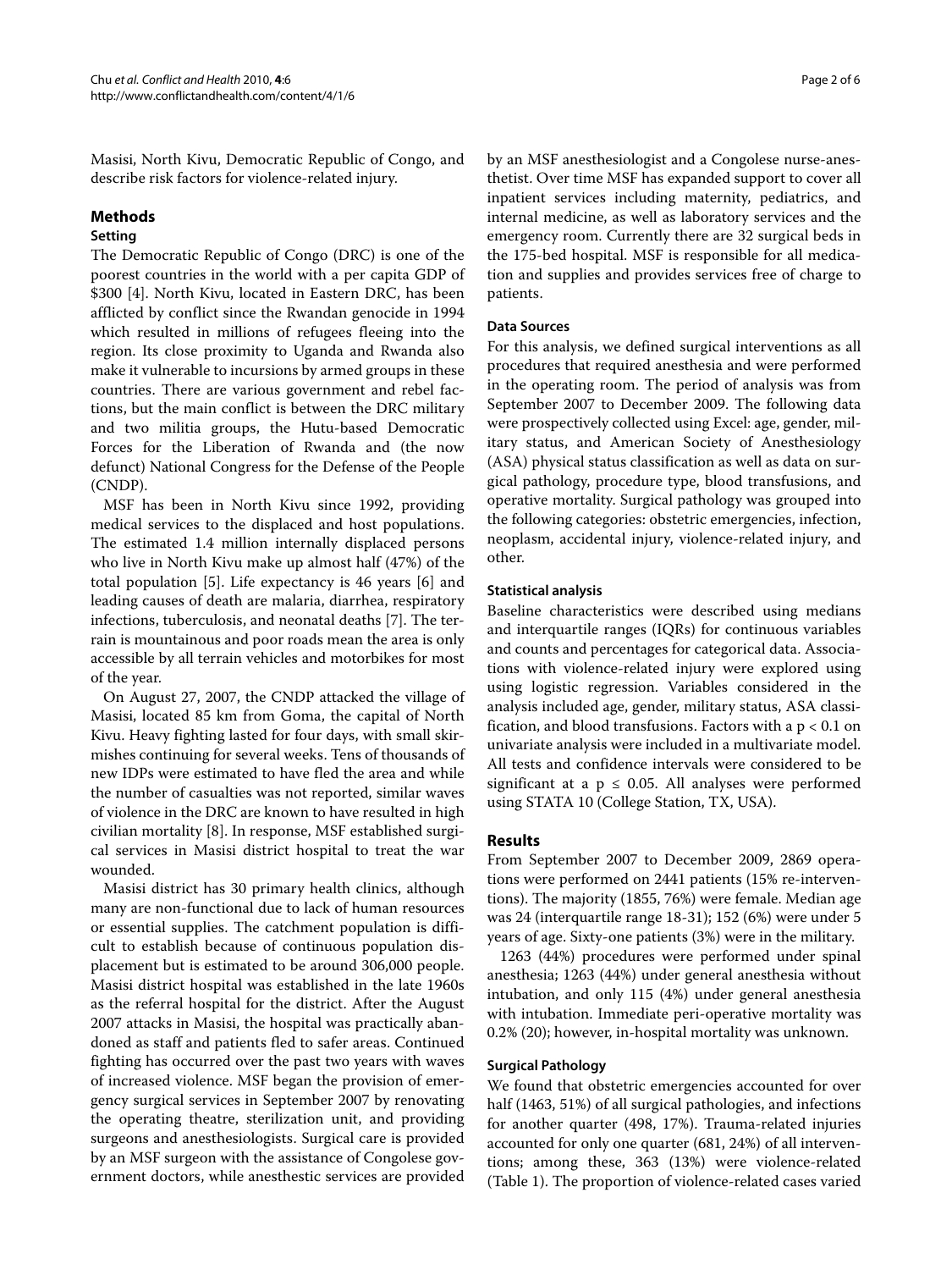Masisi, North Kivu, Democratic Republic of Congo, and describe risk factors for violence-related injury.

## Methods

### Setting

The Democratic Republic of Congo (DRC) is one of the poorest countries in the world with a per capita GDP of \$300 [4]. North Kivu, located in Eastern DRC, has been afflicted by conflict since the Rwandan genocide in 1994 which resulted in millions of refugees fleeing into the region. Its close proximity to Uganda and Rwanda also make it vulnerable to incursions by armed groups in these countries. There are various government and rebel factions, but the main conflict is between the DRC military and two militia groups, the Hutu-based Democratic Forces for the Liberation of Rwanda and (the now defunct) National Congress for the Defense of the People (CNDP).

MSF has been in North Kivu since 1992, providing medical services to the displaced and host populations. The estimated 1.4 million internally displaced persons who live in North Kivu make up almost half (47%) of the total population [5]. Life expectancy is 46 years [6] and leading causes of death are malaria, diarrhea, respiratory infections, tuberculosis, and neonatal deaths [7]. The terrain is mountainous and poor roads mean the area is only accessible by all terrain vehicles and motorbikes for most of the year.

On August 27, 2007, the CNDP attacked the village of Masisi, located 85 km from Goma, the capital of North Kivu. Heavy fighting lasted for four days, with small skirmishes continuing for several weeks. Tens of thousands of new IDPs were estimated to have fled the area and while the number of casualties was not reported, similar waves of violence in the DRC are known to have resulted in high civilian mortality [8]. In response, MSF established surgical services in Masisi district hospital to treat the war wounded.

Masisi district has 30 primary health clinics, although many are non-functional due to lack of human resources or essential supplies. The catchment population is difficult to establish because of continuous population displacement but is estimated to be around 306,000 people. Masisi district hospital was established in the late 1960s as the referral hospital for the district. After the August 2007 attacks in Masisi, the hospital was practically abandoned as staff and patients fled to safer areas. Continued fighting has occurred over the past two years with waves of increased violence. MSF began the provision of emergency surgical services in September 2007 by renovating the operating theatre, sterilization unit, and providing surgeons and anesthesiologists. Surgical care is provided by an MSF surgeon with the assistance of Congolese government doctors, while anesthetic services are provided by an MSF anesthesiologist and a Congolese nurse-anesthetist. Over time MSF has expanded support to cover all inpatient services including maternity, pediatrics, and internal medicine, as well as laboratory services and the emergency room. Currently there are 32 surgical beds in the 175-bed hospital. MSF is responsible for all medication and supplies and provides services free of charge to patients.

### Data Sources

For this analysis, we defined surgical interventions as all procedures that required anesthesia and were performed in the operating room. The period of analysis was from September 2007 to December 2009. The following data were prospectively collected using Excel: age, gender, military status, and American Society of Anesthesiology (ASA) physical status classification as well as data on surgical pathology, procedure type, blood transfusions, and operative mortality. Surgical pathology was grouped into the following categories: obstetric emergencies, infection, neoplasm, accidental injury, violence-related injury, and other.

### Statistical analysis

Baseline characteristics were described using medians and interquartile ranges (IQRs) for continuous variables and counts and percentages for categorical data. Associations with violence-related injury were explored using using logistic regression. Variables considered in the analysis included age, gender, military status, ASA classification, and blood transfusions. Factors with a $p < 0.1$ on univariate analysis were included in a multivariate model. All tests and confidence intervals were considered to be significant at a $p \leq 0.05$. All analyses were performed using STATA 10 (College Station, TX, USA).

## Results

From September 2007 to December 2009, 2869 operations were performed on 2441 patients (15% re-interventions). The majority (1855, 76%) were female. Median age was 24 (interquartile range 18-31); 152 (6%) were under 5 years of age. Sixty-one patients (3%) were in the military.

1263 (44%) procedures were performed under spinal anesthesia; 1263 (44%) under general anesthesia without intubation, and only 115 (4%) under general anesthesia with intubation. Immediate peri-operative mortality was 0.2% (20); however, in-hospital mortality was unknown.

### Surgical Pathology

We found that obstetric emergencies accounted for over half (1463, 51%) of all surgical pathologies, and infections for another quarter (498, 17%). Trauma-related injuries accounted for only one quarter (681, 24%) of all interventions; among these, 363 (13%) were violence-related (Table 1). The proportion of violence-related cases varied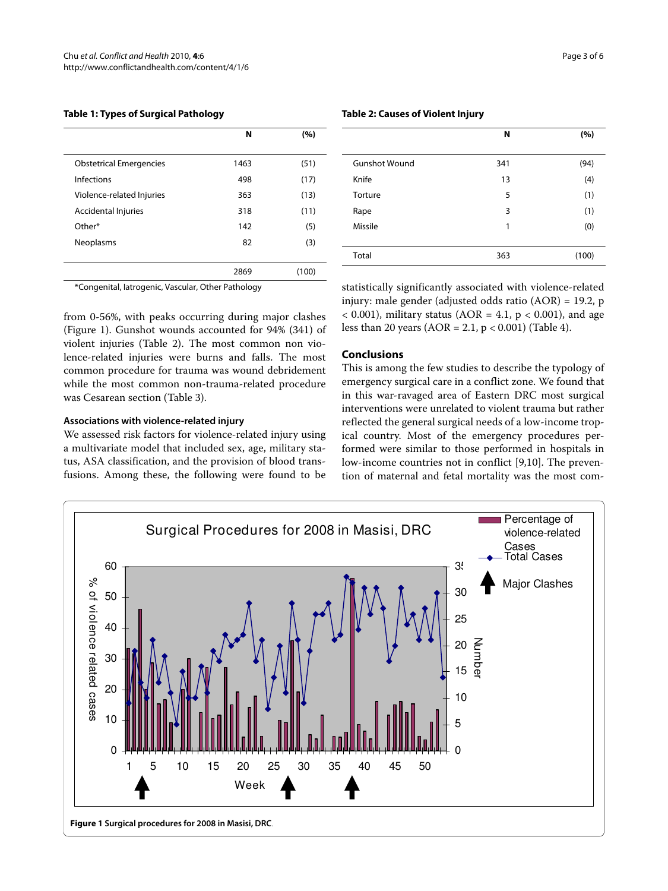**Table 1: Types of Surgical Pathology**

| | N | (%) |
|---|---|---|
| Obstetrical Emergencies | 1463 | (51) |
| Infections | 498 | (17) |
| Violence-related Injuries | 363 | (13) |
| Accidental Injuries | 318 | (11) |
| Other* | 142 | (5) |
| Neoplasms | 82 | (3) |
| | 2869 | (100) |

*Congenital, Iatrogenic, Vascular, Other Pathology

from 0-56%, with peaks occurring during major clashes (Figure 1). Gunshot wounds accounted for 94% (341) of violent injuries (Table 2). The most common non violence-related injuries were burns and falls. The most common procedure for trauma was wound debridement while the most common non-trauma-related procedure was Cesarean section (Table 3).

### Associations with violence-related injury

We assessed risk factors for violence-related injury using a multivariate model that included sex, age, military status, ASA classification, and the provision of blood transfusions. Among these, the following were found to be statistically significantly associated with violence-related injury: male gender (adjusted odds ratio (AOR) = 19.2, $p < 0.001$), military status (AOR = 4.1, $p < 0.001$), and age less than 20 years (AOR = 2.1, $p < 0.001$) (Table 4).

**Table 2: Causes of Violent Injury**

| | N | (%) |
|---|---|---|
| Gunshot Wound | 341 | (94) |
| Knife | 13 | (4) |
| Torture | 5 | (1) |
| Rape | 3 | (1) |
| Missile | 1 | (0) |
| Total | 363 | (100) |

## Conclusions

This is among the few studies to describe the typology of emergency surgical care in a conflict zone. We found that in this war-ravaged area of Eastern DRC most surgical interventions were unrelated to violent trauma but rather reflected the general surgical needs of a low-income tropical country. Most of the emergency procedures performed were similar to those performed in hospitals in low-income countries not in conflict [9,10]. The prevention of maternal and fetal mortality was the most com-

**Figure 1 Surgical procedures for 2008 in Masisi, DRC**.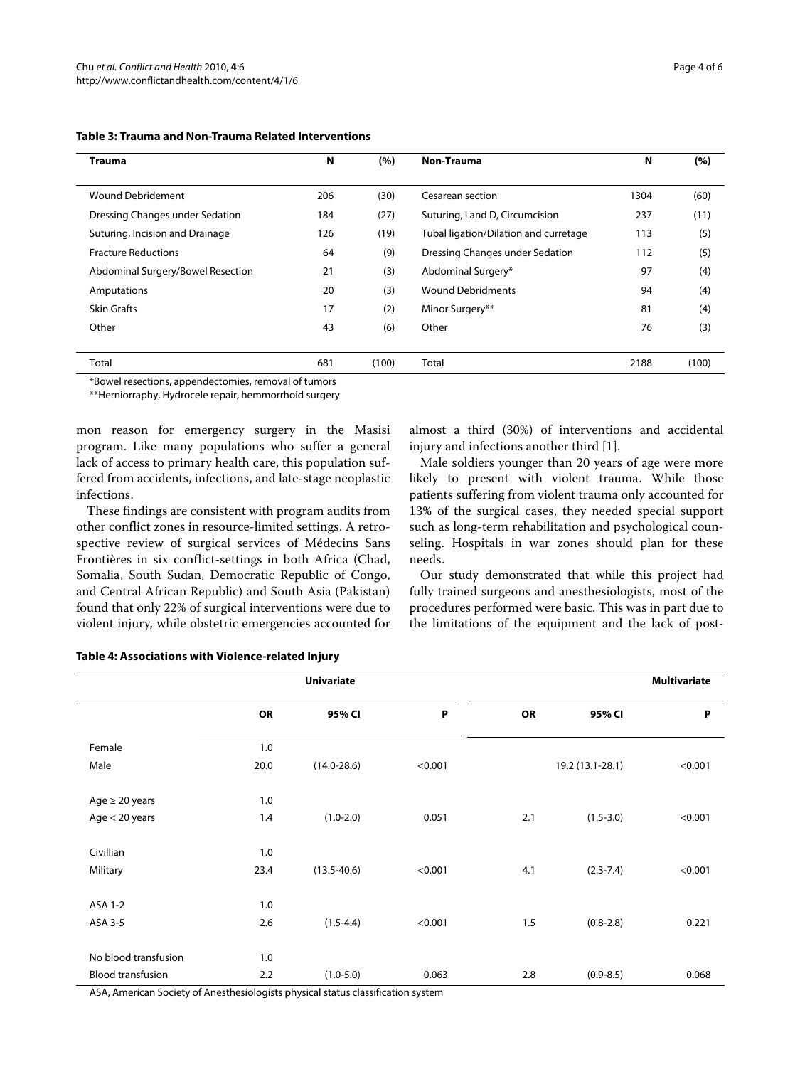**Table 3: Trauma and Non-Trauma Related Interventions**

| Trauma | N | (%) | Non-Trauma | N | (%) |
| --- | --- | --- | --- | --- | --- |
| Wound Debridement | 206 | (30) | Cesarean section | 1304 | (60) |
| Dressing Changes under Sedation | 184 | (27) | Suturing, I and D, Circumcision | 237 | (11) |
| Suturing, Incision and Drainage | 126 | (19) | Tubal ligation/Dilation and curretage | 113 | (5) |
| Fracture Reductions | 64 | (9) | Dressing Changes under Sedation | 112 | (5) |
| Abdominal Surgery/Bowel Resection | 21 | (3) | Abdominal Surgery* | 97 | (4) |
| Amputations | 20 | (3) | Wound Debridments | 94 | (4) |
| Skin Grafts | 17 | (2) | Minor Surgery** | 81 | (4) |
| Other | 43 | (6) | Other | 76 | (3) |
| Total | 681 | (100) | Total | 2188 | (100) |

*Bowel resections, appendectomies, removal of tumors

**Herniorraphy, Hydrocele repair, hemmorrhoid surgery

mon reason for emergency surgery in the Masisi program. Like many populations who suffer a general lack of access to primary health care, this population suffered from accidents, infections, and late-stage neoplastic infections.

These findings are consistent with program audits from other conflict zones in resource-limited settings. A retrospective review of surgical services of Médecins Sans Frontières in six conflict-settings in both Africa (Chad, Somalia, South Sudan, Democratic Republic of Congo, and Central African Republic) and South Asia (Pakistan) found that only 22% of surgical interventions were due to violent injury, while obstetric emergencies accounted for almost a third (30%) of interventions and accidental injury and infections another third [1].

Male soldiers younger than 20 years of age were more likely to present with violent trauma. While those patients suffering from violent trauma only accounted for 13% of the surgical cases, they needed special support such as long-term rehabilitation and psychological counseling. Hospitals in war zones should plan for these needs.

Our study demonstrated that while this project had fully trained surgeons and anesthesiologists, most of the procedures performed were basic. This was in part due to the limitations of the equipment and the lack of post-

**Table 4: Associations with Violence-related Injury**

| | Univariate | | | Multivariate | | |
| --- | --- | --- | --- | --- | --- | --- |
| | OR | 95% CI | P | OR | 95% CI | P |
| Female | 1.0 | | | | | |
| Male | 20.0 | (14.0-28.6) | <0.001 | | 19.2 (13.1-28.1) | <0.001 |
| Age ≥ 20 years | 1.0 | | | | | |
| Age < 20 years | 1.4 | (1.0-2.0) | 0.051 | 2.1 | (1.5-3.0) | <0.001 |
| Civillian | 1.0 | | | | | |
| Military | 23.4 | (13.5-40.6) | <0.001 | 4.1 | (2.3-7.4) | <0.001 |
| ASA 1-2 | 1.0 | | | | | |
| ASA 3-5 | 2.6 | (1.5-4.4) | <0.001 | 1.5 | (0.8-2.8) | 0.221 |
| No blood transfusion | 1.0 | | | | | |
| Blood transfusion | 2.2 | (1.0-5.0) | 0.063 | 2.8 | (0.9-8.5) | 0.068 |

ASA, American Society of Anesthesiologists physical status classification system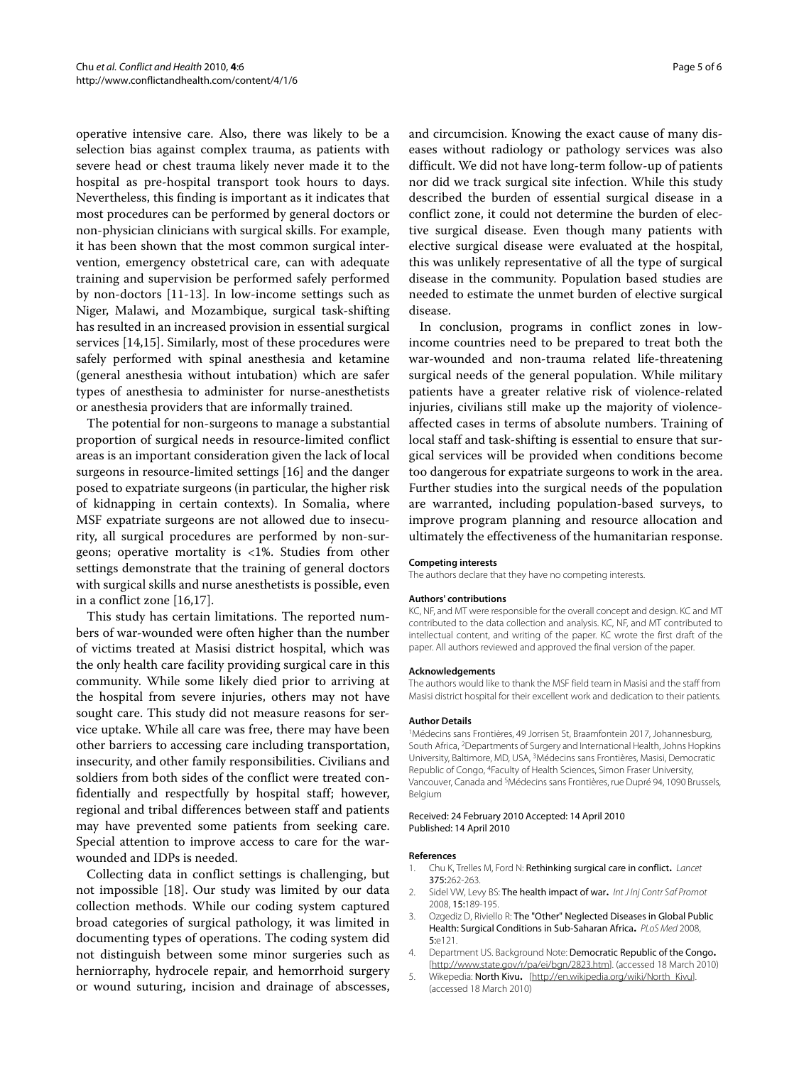operative intensive care. Also, there was likely to be a selection bias against complex trauma, as patients with severe head or chest trauma likely never made it to the hospital as pre-hospital transport took hours to days. Nevertheless, this finding is important as it indicates that most procedures can be performed by general doctors or non-physician clinicians with surgical skills. For example, it has been shown that the most common surgical intervention, emergency obstetrical care, can with adequate training and supervision be performed safely performed by non-doctors [11-13]. In low-income settings such as Niger, Malawi, and Mozambique, surgical task-shifting has resulted in an increased provision in essential surgical services [14,15]. Similarly, most of these procedures were safely performed with spinal anesthesia and ketamine (general anesthesia without intubation) which are safer types of anesthesia to administer for nurse-anesthetists or anesthesia providers that are informally trained.

The potential for non-surgeons to manage a substantial proportion of surgical needs in resource-limited conflict areas is an important consideration given the lack of local surgeons in resource-limited settings [16] and the danger posed to expatriate surgeons (in particular, the higher risk of kidnapping in certain contexts). In Somalia, where MSF expatriate surgeons are not allowed due to insecurity, all surgical procedures are performed by non-surgeons; operative mortality is <1%. Studies from other settings demonstrate that the training of general doctors with surgical skills and nurse anesthetists is possible, even in a conflict zone [16,17].

This study has certain limitations. The reported numbers of war-wounded were often higher than the number of victims treated at Masisi district hospital, which was the only health care facility providing surgical care in this community. While some likely died prior to arriving at the hospital from severe injuries, others may not have sought care. This study did not measure reasons for service uptake. While all care was free, there may have been other barriers to accessing care including transportation, insecurity, and other family responsibilities. Civilians and soldiers from both sides of the conflict were treated confidentially and respectfully by hospital staff; however, regional and tribal differences between staff and patients may have prevented some patients from seeking care. Special attention to improve access to care for the war-wounded and IDPs is needed.

Collecting data in conflict settings is challenging, but not impossible [18]. Our study was limited by our data collection methods. While our coding system captured broad categories of surgical pathology, it was limited in documenting types of operations. The coding system did not distinguish between some minor surgeries such as herniorraphy, hydrocele repair, and hemorrhoid surgery or wound suturing, incision and drainage of abscesses, and circumcision. Knowing the exact cause of many diseases without radiology or pathology services was also difficult. We did not have long-term follow-up of patients nor did we track surgical site infection. While this study described the burden of essential surgical disease in a conflict zone, it could not determine the burden of elective surgical disease. Even though many patients with elective surgical disease were evaluated at the hospital, this was unlikely representative of all the type of surgical disease in the community. Population based studies are needed to estimate the unmet burden of elective surgical disease.

In conclusion, programs in conflict zones in low-income countries need to be prepared to treat both the war-wounded and non-trauma related life-threatening surgical needs of the general population. While military patients have a greater relative risk of violence-related injuries, civilians still make up the majority of violence-affected cases in terms of absolute numbers. Training of local staff and task-shifting is essential to ensure that surgical services will be provided when conditions become too dangerous for expatriate surgeons to work in the area. Further studies into the surgical needs of the population are warranted, including population-based surveys, to improve program planning and resource allocation and ultimately the effectiveness of the humanitarian response.

#### Competing interests

The authors declare that they have no competing interests.

#### Authors' contributions

KC, NF, and MT were responsible for the overall concept and design. KC and MT contributed to the data collection and analysis. KC, NF, and MT contributed to intellectual content, and writing of the paper. KC wrote the first draft of the paper. All authors reviewed and approved the final version of the paper.

#### Acknowledgements

The authors would like to thank the MSF field team in Masisi and the staff from Masisi district hospital for their excellent work and dedication to their patients.

#### Author Details

[1]Médecins sans Frontières, 49 Jorrisen St, Braamfontein 2017, Johannesburg, South Africa, [2]Departments of Surgery and International Health, Johns Hopkins University, Baltimore, MD, USA, [3]Médecins sans Frontières, Masisi, Democratic Republic of Congo, [4]Faculty of Health Sciences, Simon Fraser University, Vancouver, Canada and [5]Médecins sans Frontières, rue Dupré 94, 1090 Brussels, Belgium

Received: 24 February 2010 Accepted: 14 April 2010
Published: 14 April 2010

#### References

1. Chu K, Trelles M, Ford N: **Rethinking surgical care in conflict.** *Lancet* **375:**262-263.
2. Sidel VW, Levy BS: **The health impact of war.** *Int J Inj Contr Saf Promot* 2008, **15:**189-195.
3. Ozgediz D, Riviello R: **The "Other" Neglected Diseases in Global Public Health: Surgical Conditions in Sub-Saharan Africa.** *PLoS Med* 2008, **5:**e121.
4. Department US. Background Note: **Democratic Republic of the Congo.** [http://www.state.gov/r/pa/ei/bgn/2823.htm]. (accessed 18 March 2010)
5. Wikepedia: **North Kivu.** [http://en.wikipedia.org/wiki/North_Kivu]. (accessed 18 March 2010)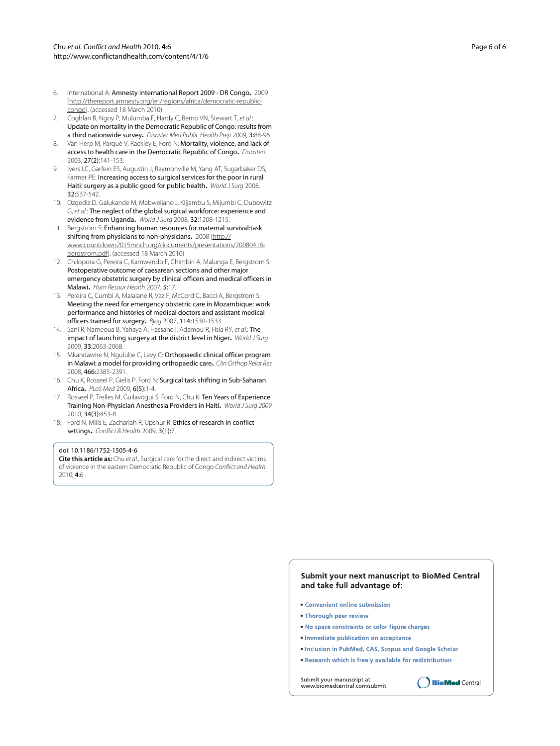6. International A: **Amnesty International Report 2009 - DR Congo.** 2009 [http://thereport.amnesty.org/en/regions/africa/democratic-republic-congo]. (accessed 18 March 2010)
7. Coghlan B, Ngoy P, Mulumba F, Hardy C, Bemo VN, Stewart T, *et al.*: **Update on mortality in the Democratic Republic of Congo: results from a third nationwide survey.** *Disaster Med Public Health Prep* 2009, **3**:88-96.
8. Van Herp M, Parqué V, Rackley E, Ford N: **Mortality, violence, and lack of access to health care in the Democratic Republic of Congo.** *Disasters* 2003, **27(2)**:141-153.
9. Ivers LC, Garfein ES, Augustin J, Raymonville M, Yang AT, Sugarbaker DS, Farmer PE: **Increasing access to surgical services for the poor in rural Haiti: surgery as a public good for public health.** *World J Surg* 2008, **32**:537-542.
10. Ozgediz D, Galukande M, Mabweijano J, Kijjambu S, Mijumbi C, Dubowitz G, *et al.*: **The neglect of the global surgical workforce: experience and evidence from Uganda.** *World J Surg* 2008, **32**:1208-1215.
11. Bergström S: **Enhancing human resources for maternal survival:task shifting from physicians to non-physicians.** 2008 [http://www.countdown2015mnch.org/documents/presentations/20080418-bergstrom.pdf]. (accessed 18 March 2010)
12. Chilopora G, Pereira C, Kamwendo F, Chimbiri A, Malunga E, Bergstrom S: **Postoperative outcome of caesarean sections and other major emergency obstetric surgery by clinical officers and medical officers in Malawi.** *Hum Resour Health* 2007, **5**:17.
13. Pereira C, Cumbi A, Malalane R, Vaz F, McCord C, Bacci A, Bergstrom S: **Meeting the need for emergency obstetric care in Mozambique: work performance and histories of medical doctors and assistant medical officers trained for surgery.** *Bjog* 2007, **114**:1530-1533.
14. Sani R, Nameoua B, Yahaya A, Hassane I, Adamou R, Hsia RY, *et al.*: **The impact of launching surgery at the district level in Niger.** *World J Surg* 2009, **33**:2063-2068.
15. Mkandawire N, Ngulube C, Lavy C: **Orthopaedic clinical officer program in Malawi: a model for providing orthopaedic care.** *Clin Orthop Relat Res* 2008, **466**:2385-2391.
16. Chu K, Rosseel P, Gielis P, Ford N: **Surgical task shifting in Sub-Saharan Africa.** *PLoS Med* 2009, **6(5)**:1-4.
17. Rosseel P, Trelles M, Guilavogui S, Ford N, Chu K: **Ten Years of Experience Training Non-Physician Anesthesia Providers in Haiti.** *World J Surg 2009* 2010, **34(3)**:453-8.
18. Ford N, Mills E, Zachariah R, Upshur R: **Ethics of research in conflict settings.** *Conflict & Health* 2009, **3(1)**:7.

doi: 10.1186/1752-1505-4-6

**Cite this article as:** Chu *et al.*, Surgical care for the direct and indirect victims of violence in the eastern Democratic Republic of Congo *Conflict and Health* 2010, **4**:6